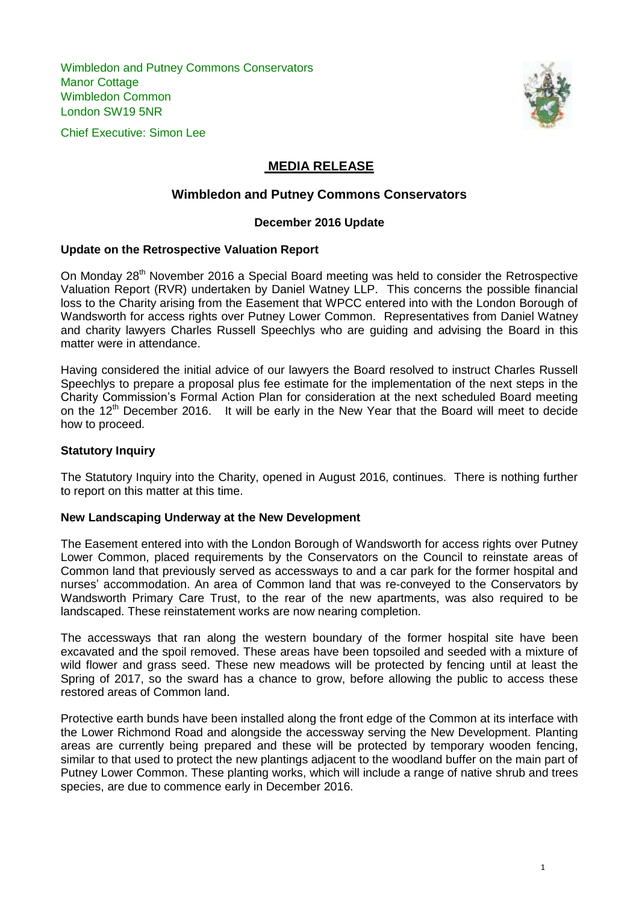Wimbledon and Putney Commons Conservators
Manor Cottage
Wimbledon Common
London SW19 5NR

Chief Executive: Simon Lee

# MEDIA RELEASE

## Wimbledon and Putney Commons Conservators

### December 2016 Update

**Update on the Retrospective Valuation Report**

On Monday 28th November 2016 a Special Board meeting was held to consider the Retrospective Valuation Report (RVR) undertaken by Daniel Watney LLP. This concerns the possible financial loss to the Charity arising from the Easement that WPCC entered into with the London Borough of Wandsworth for access rights over Putney Lower Common. Representatives from Daniel Watney and charity lawyers Charles Russell Speechlys who are guiding and advising the Board in this matter were in attendance.

Having considered the initial advice of our lawyers the Board resolved to instruct Charles Russell Speechlys to prepare a proposal plus fee estimate for the implementation of the next steps in the Charity Commission's Formal Action Plan for consideration at the next scheduled Board meeting on the 12th December 2016. It will be early in the New Year that the Board will meet to decide how to proceed.

**Statutory Inquiry**

The Statutory Inquiry into the Charity, opened in August 2016, continues. There is nothing further to report on this matter at this time.

**New Landscaping Underway at the New Development**

The Easement entered into with the London Borough of Wandsworth for access rights over Putney Lower Common, placed requirements by the Conservators on the Council to reinstate areas of Common land that previously served as accessways to and a car park for the former hospital and nurses' accommodation. An area of Common land that was re-conveyed to the Conservators by Wandsworth Primary Care Trust, to the rear of the new apartments, was also required to be landscaped. These reinstatement works are now nearing completion.

The accessways that ran along the western boundary of the former hospital site have been excavated and the spoil removed. These areas have been topsoiled and seeded with a mixture of wild flower and grass seed. These new meadows will be protected by fencing until at least the Spring of 2017, so the sward has a chance to grow, before allowing the public to access these restored areas of Common land.

Protective earth bunds have been installed along the front edge of the Common at its interface with the Lower Richmond Road and alongside the accessway serving the New Development. Planting areas are currently being prepared and these will be protected by temporary wooden fencing, similar to that used to protect the new plantings adjacent to the woodland buffer on the main part of Putney Lower Common. These planting works, which will include a range of native shrub and trees species, are due to commence early in December 2016.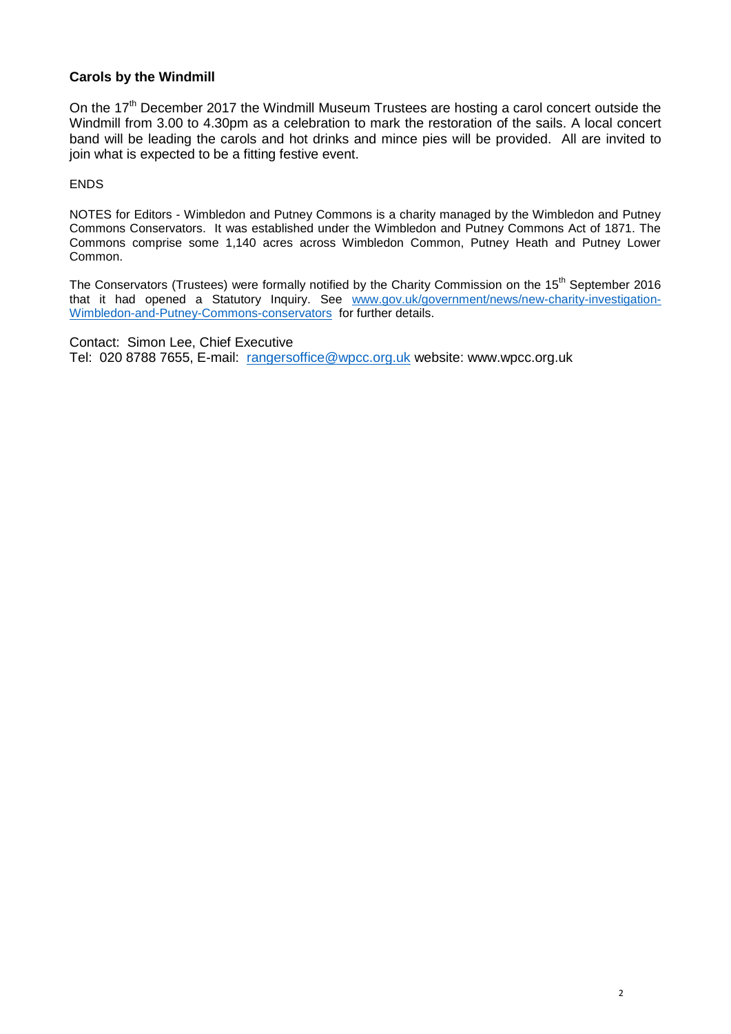### **Carols by the Windmill**

On the 17th December 2017 the Windmill Museum Trustees are hosting a carol concert outside the Windmill from 3.00 to 4.30pm as a celebration to mark the restoration of the sails. A local concert band will be leading the carols and hot drinks and mince pies will be provided. All are invited to join what is expected to be a fitting festive event.

ENDS

NOTES for Editors - Wimbledon and Putney Commons is a charity managed by the Wimbledon and Putney Commons Conservators. It was established under the Wimbledon and Putney Commons Act of 1871. The Commons comprise some 1,140 acres across Wimbledon Common, Putney Heath and Putney Lower Common.

The Conservators (Trustees) were formally notified by the Charity Commission on the 15th September 2016 that it had opened a Statutory Inquiry. See www.gov.uk/government/news/new-charity-investigation-Wimbledon-and-Putney-Commons-conservators for further details.

Contact: Simon Lee, Chief Executive
Tel: 020 8788 7655, E-mail: rangersoffice@wpcc.org.uk website: www.wpcc.org.uk